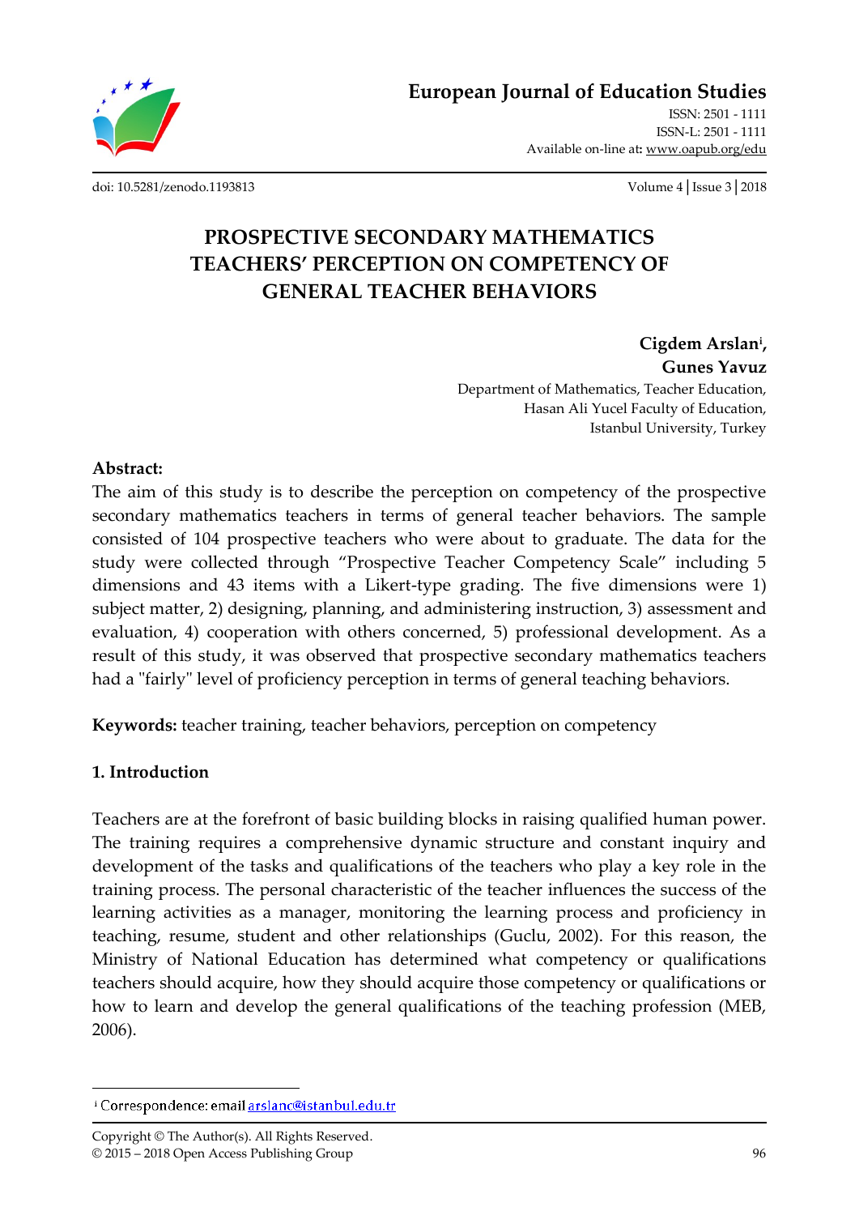# PROSPECTIVE SECONDARY MATHEMATICS TEACHERS' PERCEPTION ON COMPETENCY OF GENERAL TEACHER BEHAVIORS

**Cigdem Arslan**[i]**,**
**Gunes Yavuz**
Department of Mathematics, Teacher Education,
Hasan Ali Yucel Faculty of Education,
Istanbul University, Turkey

**Abstract:**
The aim of this study is to describe the perception on competency of the prospective secondary mathematics teachers in terms of general teacher behaviors. The sample consisted of 104 prospective teachers who were about to graduate. The data for the study were collected through "Prospective Teacher Competency Scale" including 5 dimensions and 43 items with a Likert-type grading. The five dimensions were 1) subject matter, 2) designing, planning, and administering instruction, 3) assessment and evaluation, 4) cooperation with others concerned, 5) professional development. As a result of this study, it was observed that prospective secondary mathematics teachers had a "fairly" level of proficiency perception in terms of general teaching behaviors.

**Keywords:** teacher training, teacher behaviors, perception on competency

## 1. Introduction

Teachers are at the forefront of basic building blocks in raising qualified human power. The training requires a comprehensive dynamic structure and constant inquiry and development of the tasks and qualifications of the teachers who play a key role in the training process. The personal characteristic of the teacher influences the success of the learning activities as a manager, monitoring the learning process and proficiency in teaching, resume, student and other relationships (Guclu, 2002). For this reason, the Ministry of National Education has determined what competency or qualifications teachers should acquire, how they should acquire those competency or qualifications or how to learn and develop the general qualifications of the teaching profession (MEB, 2006).

---

[i] Correspondence: email arslanc@istanbul.edu.tr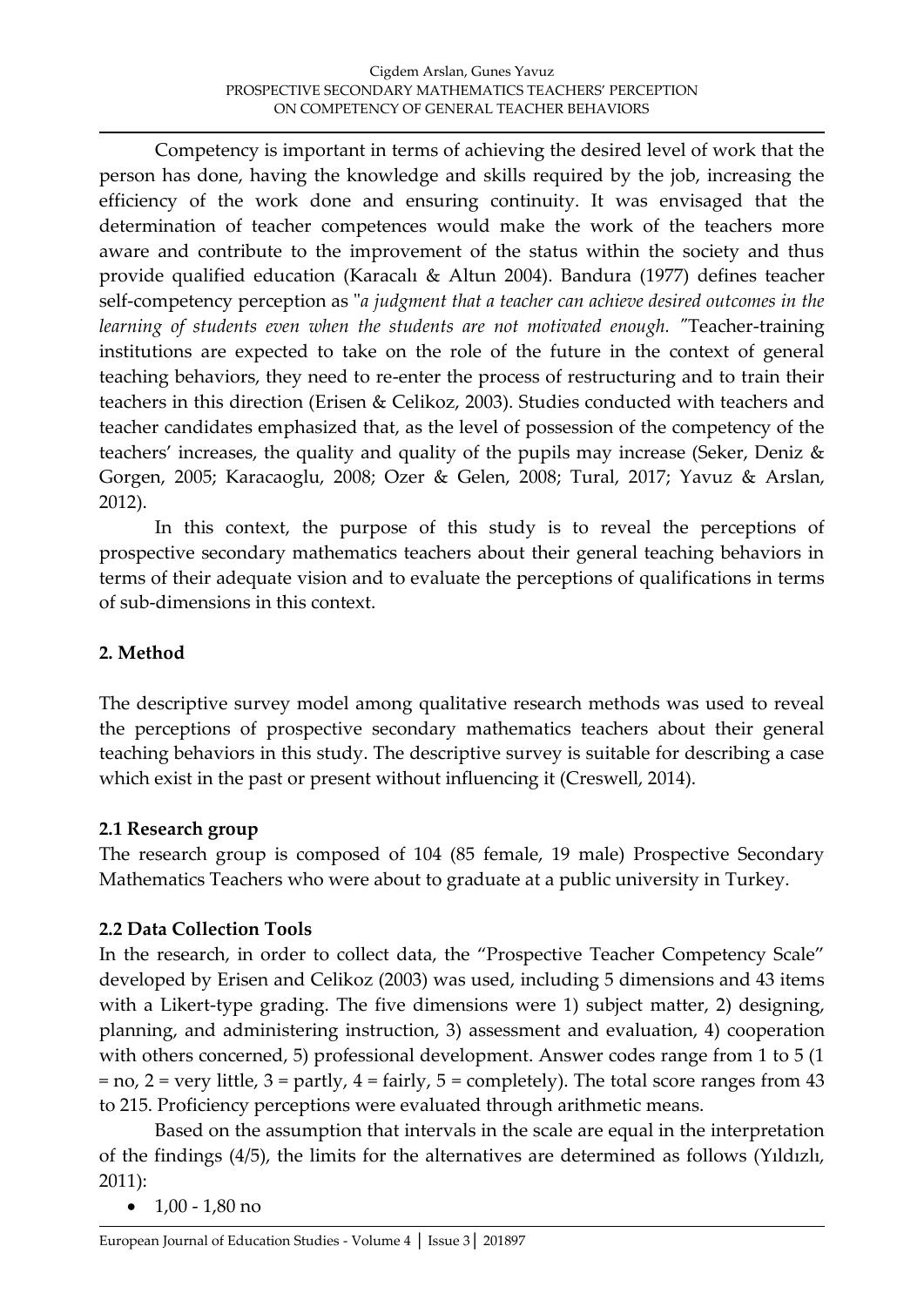Competency is important in terms of achieving the desired level of work that the person has done, having the knowledge and skills required by the job, increasing the efficiency of the work done and ensuring continuity. It was envisaged that the determination of teacher competences would make the work of the teachers more aware and contribute to the improvement of the status within the society and thus provide qualified education (Karacalı & Altun 2004). Bandura (1977) defines teacher self-competency perception as "*a judgment that a teacher can achieve desired outcomes in the learning of students even when the students are not motivated enough.* "Teacher-training institutions are expected to take on the role of the future in the context of general teaching behaviors, they need to re-enter the process of restructuring and to train their teachers in this direction (Erisen & Celikoz, 2003). Studies conducted with teachers and teacher candidates emphasized that, as the level of possession of the competency of the teachers' increases, the quality and quality of the pupils may increase (Seker, Deniz & Gorgen, 2005; Karacaoglu, 2008; Ozer & Gelen, 2008; Tural, 2017; Yavuz & Arslan, 2012).

In this context, the purpose of this study is to reveal the perceptions of prospective secondary mathematics teachers about their general teaching behaviors in terms of their adequate vision and to evaluate the perceptions of qualifications in terms of sub-dimensions in this context.

## 2. Method

The descriptive survey model among qualitative research methods was used to reveal the perceptions of prospective secondary mathematics teachers about their general teaching behaviors in this study. The descriptive survey is suitable for describing a case which exist in the past or present without influencing it (Creswell, 2014).

### 2.1 Research group

The research group is composed of 104 (85 female, 19 male) Prospective Secondary Mathematics Teachers who were about to graduate at a public university in Turkey.

### 2.2 Data Collection Tools

In the research, in order to collect data, the "Prospective Teacher Competency Scale" developed by Erisen and Celikoz (2003) was used, including 5 dimensions and 43 items with a Likert-type grading. The five dimensions were 1) subject matter, 2) designing, planning, and administering instruction, 3) assessment and evaluation, 4) cooperation with others concerned, 5) professional development. Answer codes range from 1 to 5 (1 = no, 2 = very little, 3 = partly, 4 = fairly, 5 = completely). The total score ranges from 43 to 215. Proficiency perceptions were evaluated through arithmetic means.

Based on the assumption that intervals in the scale are equal in the interpretation of the findings (4/5), the limits for the alternatives are determined as follows (Yıldızlı, 2011):

- 1,00 - 1,80 no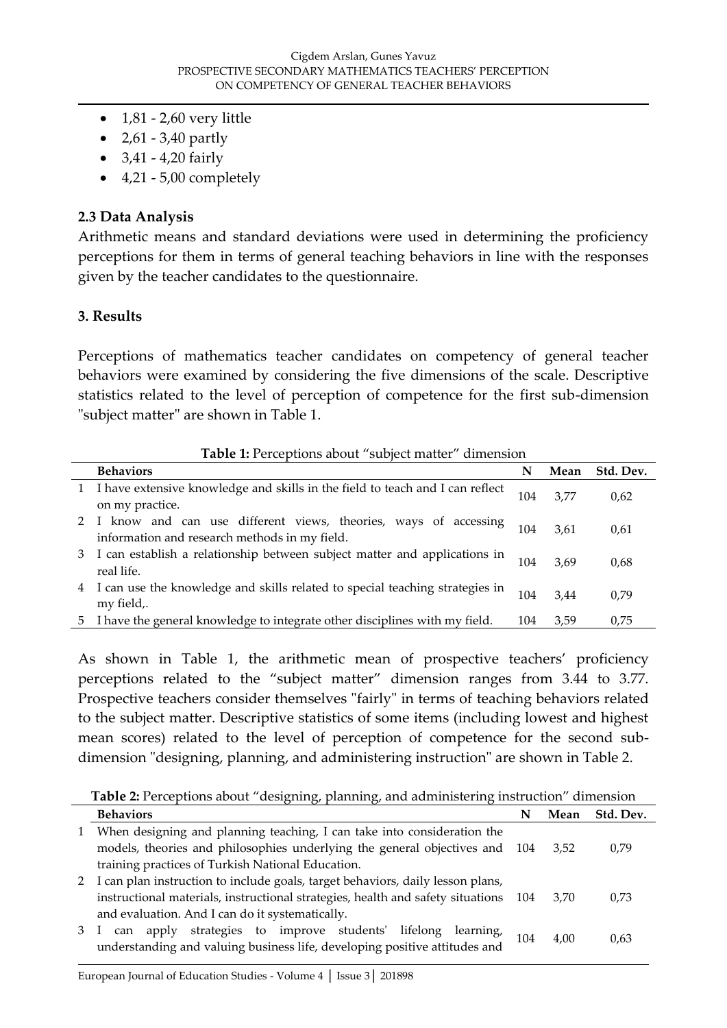- 1,81 - 2,60 very little
- 2,61 - 3,40 partly
- 3,41 - 4,20 fairly
- 4,21 - 5,00 completely

### 2.3 Data Analysis

Arithmetic means and standard deviations were used in determining the proficiency perceptions for them in terms of general teaching behaviors in line with the responses given by the teacher candidates to the questionnaire.

## 3. Results

Perceptions of mathematics teacher candidates on competency of general teacher behaviors were examined by considering the five dimensions of the scale. Descriptive statistics related to the level of perception of competence for the first sub-dimension "subject matter" are shown in Table 1.

**Table 1:** Perceptions about "subject matter" dimension

| | Behaviors | N | Mean | Std. Dev. |
|---|---|---|---|---|
| 1 | I have extensive knowledge and skills in the field to teach and I can reflect on my practice. | 104 | 3,77 | 0,62 |
| 2 | I know and can use different views, theories, ways of accessing information and research methods in my field. | 104 | 3,61 | 0,61 |
| 3 | I can establish a relationship between subject matter and applications in real life. | 104 | 3,69 | 0,68 |
| 4 | I can use the knowledge and skills related to special teaching strategies in my field,. | 104 | 3,44 | 0,79 |
| 5 | I have the general knowledge to integrate other disciplines with my field. | 104 | 3,59 | 0,75 |

As shown in Table 1, the arithmetic mean of prospective teachers' proficiency perceptions related to the "subject matter" dimension ranges from 3.44 to 3.77. Prospective teachers consider themselves "fairly" in terms of teaching behaviors related to the subject matter. Descriptive statistics of some items (including lowest and highest mean scores) related to the level of perception of competence for the second sub-dimension "designing, planning, and administering instruction" are shown in Table 2.

**Table 2:** Perceptions about "designing, planning, and administering instruction" dimension

| | Behaviors | N | Mean | Std. Dev. |
|---|---|---|---|---|
| 1 | When designing and planning teaching, I can take into consideration the models, theories and philosophies underlying the general objectives and training practices of Turkish National Education. | 104 | 3,52 | 0,79 |
| 2 | I can plan instruction to include goals, target behaviors, daily lesson plans, instructional materials, instructional strategies, health and safety situations and evaluation. And I can do it systematically. | 104 | 3,70 | 0,73 |
| 3 | I can apply strategies to improve students' lifelong learning, understanding and valuing business life, developing positive attitudes and | 104 | 4,00 | 0,63 |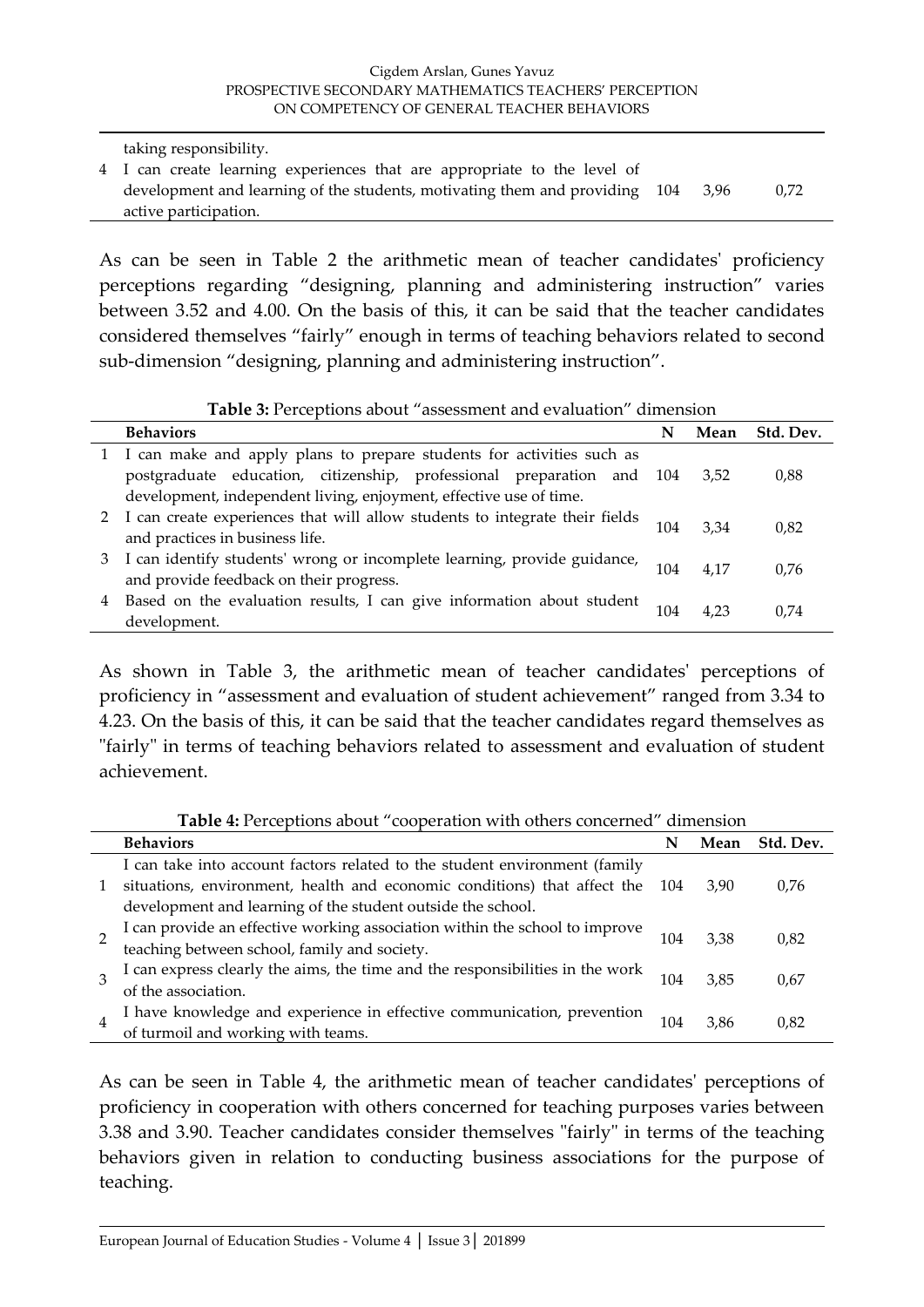| | Behaviors | N | Mean | Std. Dev. |
|---|---|---|---|---|
| | taking responsibility. | | | |
| 4 | I can create learning experiences that are appropriate to the level of development and learning of the students, motivating them and providing active participation. | 104 | 3,96 | 0,72 |

As can be seen in Table 2 the arithmetic mean of teacher candidates' proficiency perceptions regarding "designing, planning and administering instruction" varies between 3.52 and 4.00. On the basis of this, it can be said that the teacher candidates considered themselves "fairly" enough in terms of teaching behaviors related to second sub-dimension "designing, planning and administering instruction".

**Table 3:** Perceptions about "assessment and evaluation" dimension

| | Behaviors | N | Mean | Std. Dev. |
|---|---|---|---|---|
| 1 | I can make and apply plans to prepare students for activities such as postgraduate education, citizenship, professional preparation and development, independent living, enjoyment, effective use of time. | 104 | 3,52 | 0,88 |
| 2 | I can create experiences that will allow students to integrate their fields and practices in business life. | 104 | 3,34 | 0,82 |
| 3 | I can identify students' wrong or incomplete learning, provide guidance, and provide feedback on their progress. | 104 | 4,17 | 0,76 |
| 4 | Based on the evaluation results, I can give information about student development. | 104 | 4,23 | 0,74 |

As shown in Table 3, the arithmetic mean of teacher candidates' perceptions of proficiency in "assessment and evaluation of student achievement" ranged from 3.34 to 4.23. On the basis of this, it can be said that the teacher candidates regard themselves as "fairly" in terms of teaching behaviors related to assessment and evaluation of student achievement.

**Table 4:** Perceptions about "cooperation with others concerned" dimension

| | Behaviors | N | Mean | Std. Dev. |
|---|---|---|---|---|
| 1 | I can take into account factors related to the student environment (family situations, environment, health and economic conditions) that affect the development and learning of the student outside the school. | 104 | 3,90 | 0,76 |
| 2 | I can provide an effective working association within the school to improve teaching between school, family and society. | 104 | 3,38 | 0,82 |
| 3 | I can express clearly the aims, the time and the responsibilities in the work of the association. | 104 | 3,85 | 0,67 |
| 4 | I have knowledge and experience in effective communication, prevention of turmoil and working with teams. | 104 | 3,86 | 0,82 |

As can be seen in Table 4, the arithmetic mean of teacher candidates' perceptions of proficiency in cooperation with others concerned for teaching purposes varies between 3.38 and 3.90. Teacher candidates consider themselves "fairly" in terms of the teaching behaviors given in relation to conducting business associations for the purpose of teaching.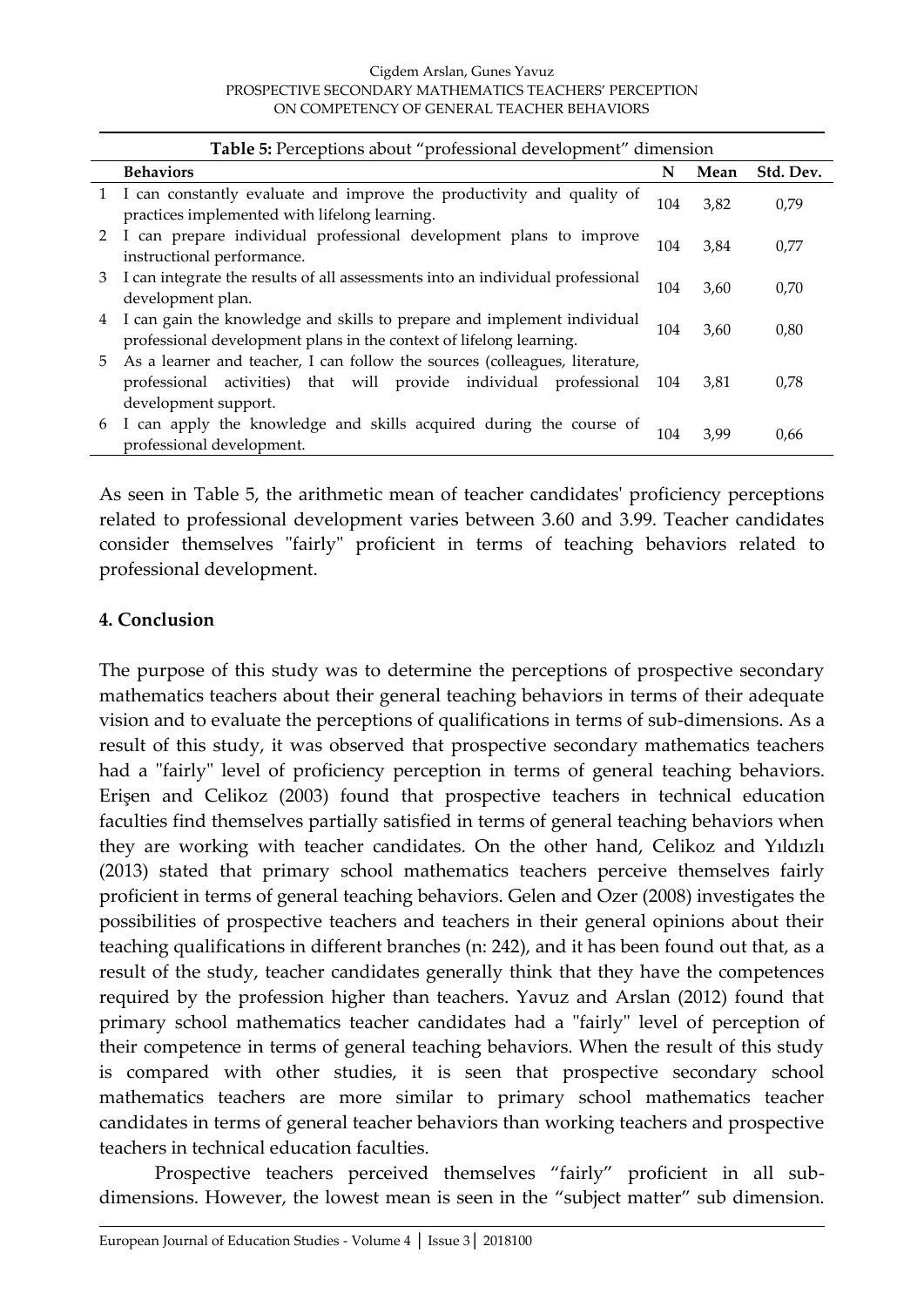**Table 5:** Perceptions about "professional development" dimension

| | Behaviors | N | Mean | Std. Dev. |
|---|---|---|---|---|
| 1 | I can constantly evaluate and improve the productivity and quality of practices implemented with lifelong learning. | 104 | 3,82 | 0,79 |
| 2 | I can prepare individual professional development plans to improve instructional performance. | 104 | 3,84 | 0,77 |
| 3 | I can integrate the results of all assessments into an individual professional development plan. | 104 | 3,60 | 0,70 |
| 4 | I can gain the knowledge and skills to prepare and implement individual professional development plans in the context of lifelong learning. | 104 | 3,60 | 0,80 |
| 5 | As a learner and teacher, I can follow the sources (colleagues, literature, professional activities) that will provide individual professional development support. | 104 | 3,81 | 0,78 |
| 6 | I can apply the knowledge and skills acquired during the course of professional development. | 104 | 3,99 | 0,66 |

As seen in Table 5, the arithmetic mean of teacher candidates' proficiency perceptions related to professional development varies between 3.60 and 3.99. Teacher candidates consider themselves "fairly" proficient in terms of teaching behaviors related to professional development.

## 4. Conclusion

The purpose of this study was to determine the perceptions of prospective secondary mathematics teachers about their general teaching behaviors in terms of their adequate vision and to evaluate the perceptions of qualifications in terms of sub-dimensions. As a result of this study, it was observed that prospective secondary mathematics teachers had a "fairly" level of proficiency perception in terms of general teaching behaviors. Erişen and Celikoz (2003) found that prospective teachers in technical education faculties find themselves partially satisfied in terms of general teaching behaviors when they are working with teacher candidates. On the other hand, Celikoz and Yıldızlı (2013) stated that primary school mathematics teachers perceive themselves fairly proficient in terms of general teaching behaviors. Gelen and Ozer (2008) investigates the possibilities of prospective teachers and teachers in their general opinions about their teaching qualifications in different branches (n: 242), and it has been found out that, as a result of the study, teacher candidates generally think that they have the competences required by the profession higher than teachers. Yavuz and Arslan (2012) found that primary school mathematics teacher candidates had a "fairly" level of perception of their competence in terms of general teaching behaviors. When the result of this study is compared with other studies, it is seen that prospective secondary school mathematics teachers are more similar to primary school mathematics teacher candidates in terms of general teacher behaviors than working teachers and prospective teachers in technical education faculties.

Prospective teachers perceived themselves "fairly" proficient in all sub-dimensions. However, the lowest mean is seen in the "subject matter" sub dimension.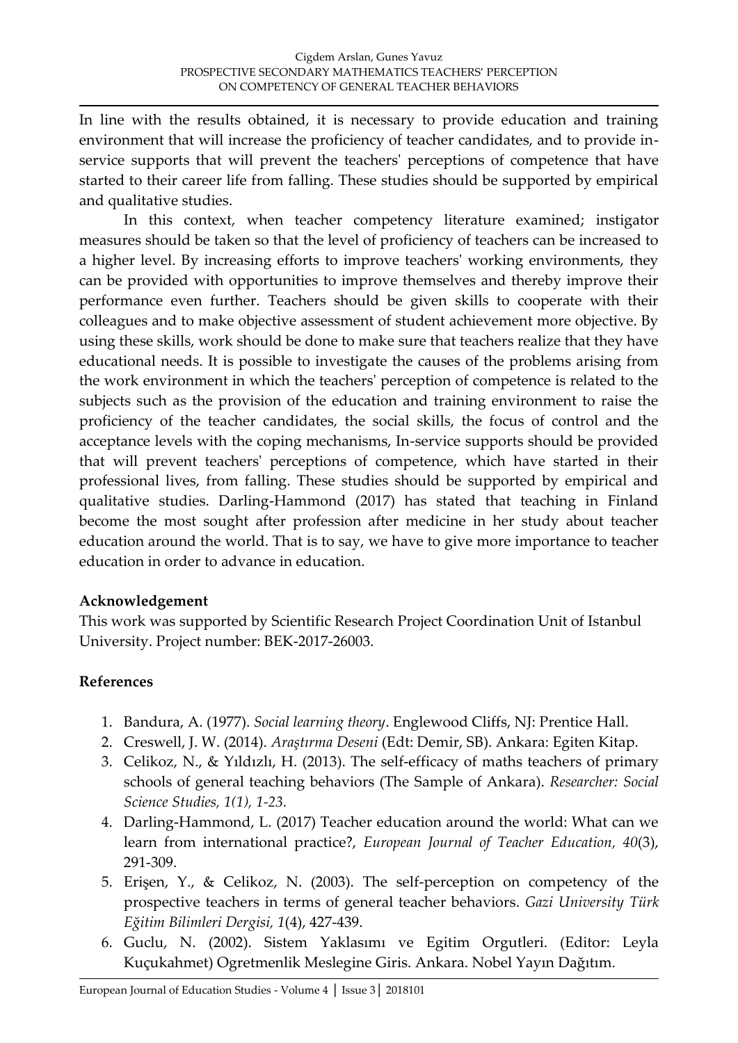In line with the results obtained, it is necessary to provide education and training environment that will increase the proficiency of teacher candidates, and to provide in-service supports that will prevent the teachers' perceptions of competence that have started to their career life from falling. These studies should be supported by empirical and qualitative studies.

In this context, when teacher competency literature examined; instigator measures should be taken so that the level of proficiency of teachers can be increased to a higher level. By increasing efforts to improve teachers' working environments, they can be provided with opportunities to improve themselves and thereby improve their performance even further. Teachers should be given skills to cooperate with their colleagues and to make objective assessment of student achievement more objective. By using these skills, work should be done to make sure that teachers realize that they have educational needs. It is possible to investigate the causes of the problems arising from the work environment in which the teachers' perception of competence is related to the subjects such as the provision of the education and training environment to raise the proficiency of the teacher candidates, the social skills, the focus of control and the acceptance levels with the coping mechanisms, In-service supports should be provided that will prevent teachers' perceptions of competence, which have started in their professional lives, from falling. These studies should be supported by empirical and qualitative studies. Darling-Hammond (2017) has stated that teaching in Finland become the most sought after profession after medicine in her study about teacher education around the world. That is to say, we have to give more importance to teacher education in order to advance in education.

## Acknowledgement

This work was supported by Scientific Research Project Coordination Unit of Istanbul University. Project number: BEK-2017-26003.

## References

1. Bandura, A. (1977). *Social learning theory*. Englewood Cliffs, NJ: Prentice Hall.
2. Creswell, J. W. (2014). *Araştırma Deseni* (Edt: Demir, SB). Ankara: Egiten Kitap.
3. Celikoz, N., & Yıldızlı, H. (2013). The self-efficacy of maths teachers of primary schools of general teaching behaviors (The Sample of Ankara). *Researcher: Social Science Studies, 1(1), 1-23.*
4. Darling-Hammond, L. (2017) Teacher education around the world: What can we learn from international practice?, *European Journal of Teacher Education, 40*(3), 291-309.
5. Erişen, Y., & Celikoz, N. (2003). The self-perception on competency of the prospective teachers in terms of general teacher behaviors. *Gazi University Türk Eğitim Bilimleri Dergisi, 1*(4), 427-439.
6. Guclu, N. (2002). Sistem Yaklasımı ve Egitim Orgutleri. (Editor: Leyla Kuçukahmet) Ogretmenlik Meslegine Giris. Ankara. Nobel Yayın Dağıtım.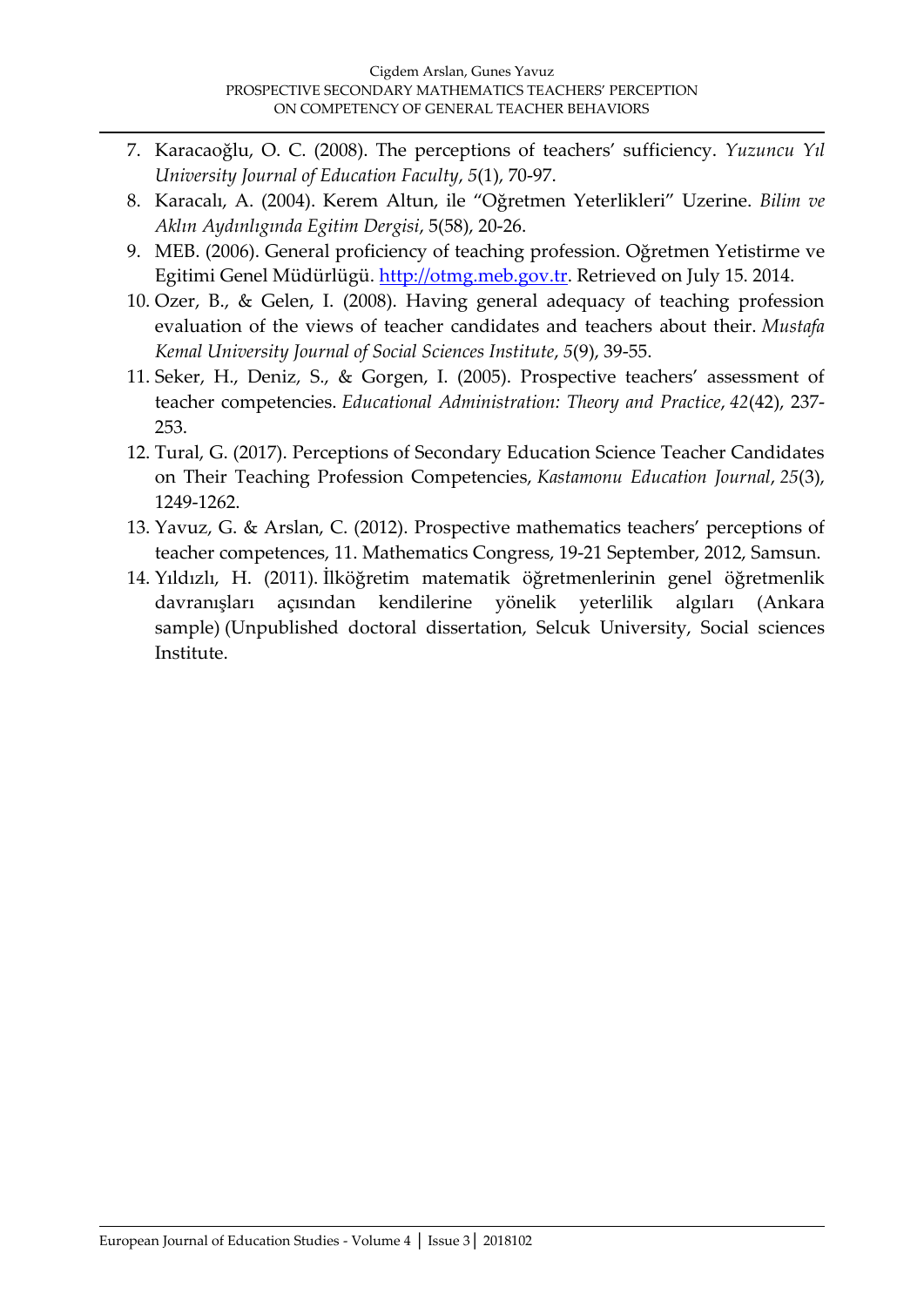7. Karacaoğlu, O. C. (2008). The perceptions of teachers' sufficiency. *Yuzuncu Yıl University Journal of Education Faculty*, *5*(1), 70-97.
8. Karacalı, A. (2004). Kerem Altun, ile "Oğretmen Yeterlikleri" Uzerine. *Bilim ve Aklın Aydınlıgında Egitim Dergisi*, 5(58), 20-26.
9. MEB. (2006). General proficiency of teaching profession. Oğretmen Yetistirme ve Egitimi Genel Müdürlügü. [http://otmg.meb.gov.tr](http://otmg.meb.gov.tr). Retrieved on July 15. 2014.
10. Ozer, B., & Gelen, I. (2008). Having general adequacy of teaching profession evaluation of the views of teacher candidates and teachers about their. *Mustafa Kemal University Journal of Social Sciences Institute*, *5*(9), 39-55.
11. Seker, H., Deniz, S., & Gorgen, I. (2005). Prospective teachers' assessment of teacher competencies. *Educational Administration: Theory and Practice*, *42*(42), 237-253.
12. Tural, G. (2017). Perceptions of Secondary Education Science Teacher Candidates on Their Teaching Profession Competencies, *Kastamonu Education Journal*, *25*(3), 1249-1262.
13. Yavuz, G. & Arslan, C. (2012). Prospective mathematics teachers' perceptions of teacher competences, 11. Mathematics Congress, 19-21 September, 2012, Samsun.
14. Yıldızlı, H. (2011). İlköğretim matematik öğretmenlerinin genel öğretmenlik davranışları açısından kendilerine yönelik yeterlilik algıları (Ankara sample) (Unpublished doctoral dissertation, Selcuk University, Social sciences Institute.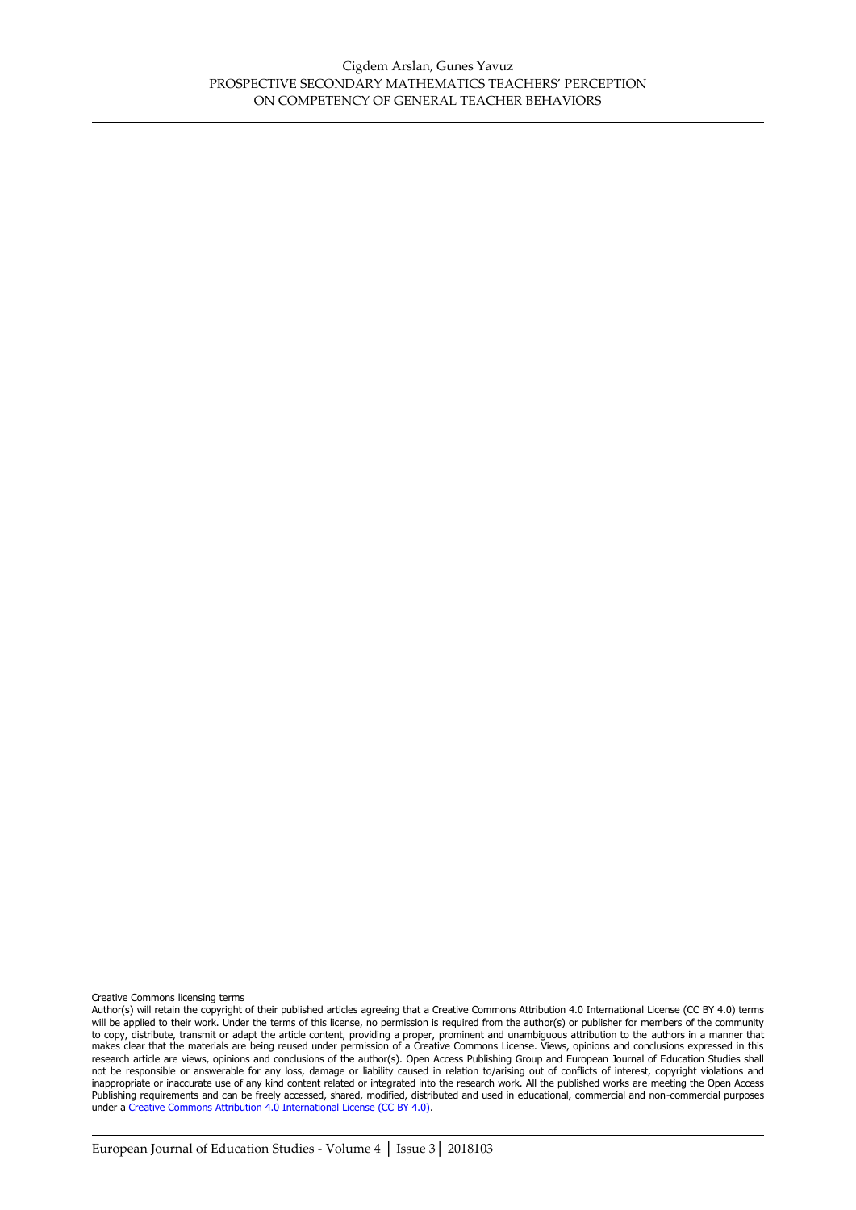Creative Commons licensing terms

Author(s) will retain the copyright of their published articles agreeing that a Creative Commons Attribution 4.0 International License (CC BY 4.0) terms will be applied to their work. Under the terms of this license, no permission is required from the author(s) or publisher for members of the community to copy, distribute, transmit or adapt the article content, providing a proper, prominent and unambiguous attribution to the authors in a manner that makes clear that the materials are being reused under permission of a Creative Commons License. Views, opinions and conclusions expressed in this research article are views, opinions and conclusions of the author(s). Open Access Publishing Group and European Journal of Education Studies shall not be responsible or answerable for any loss, damage or liability caused in relation to/arising out of conflicts of interest, copyright violations and inappropriate or inaccurate use of any kind content related or integrated into the research work. All the published works are meeting the Open Access Publishing requirements and can be freely accessed, shared, modified, distributed and used in educational, commercial and non-commercial purposes under a [Creative Commons Attribution 4.0 International License (CC BY 4.0)](https://creativecommons.org/licenses/by/4.0/).